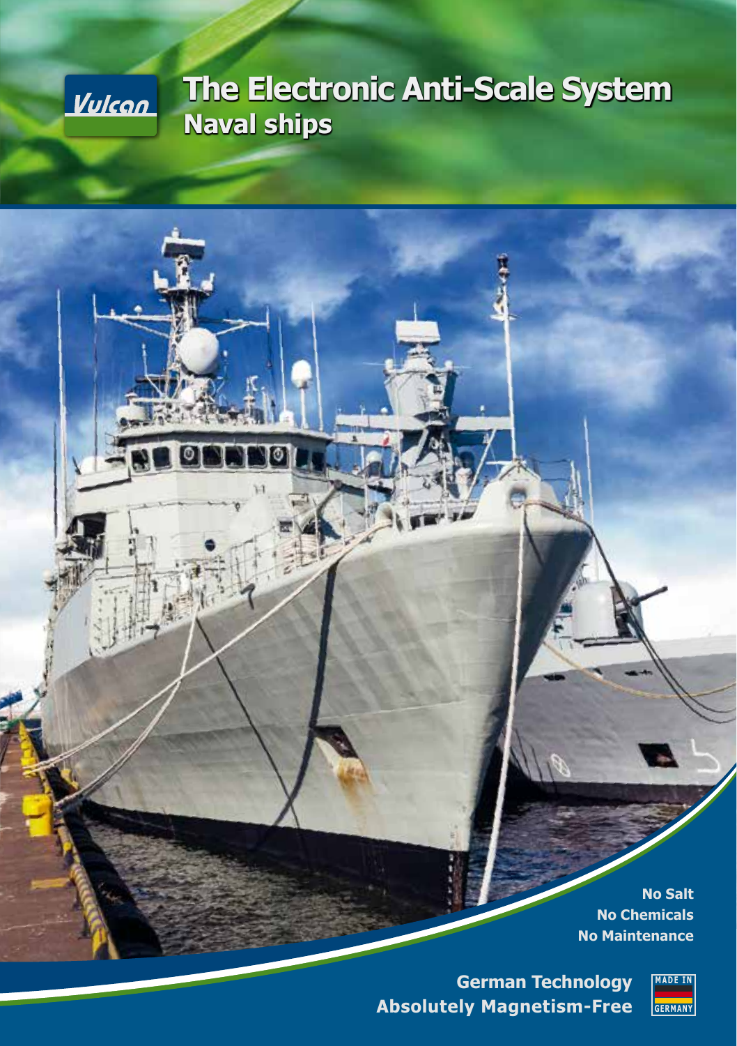Vulcan

# The Electronic Anti-Scale System

## Naval ships

**No Salt**
**No Chemicals**
**No Maintenance**

**German Technology**
**Absolutely Magnetism-Free**

MADE IN GERMANY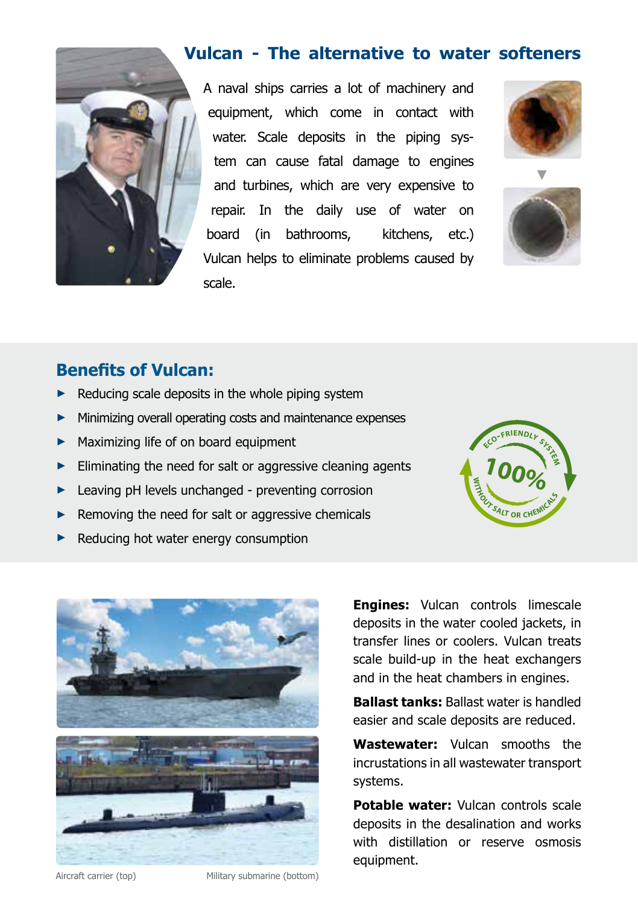## Vulcan - The alternative to water softeners

A naval ships carries a lot of machinery and equipment, which come in contact with water. Scale deposits in the piping system can cause fatal damage to engines and turbines, which are very expensive to repair. In the daily use of water on board (in bathrooms, kitchens, etc.) Vulcan helps to eliminate problems caused by scale.

## Benefits of Vulcan:

- Reducing scale deposits in the whole piping system
- Minimizing overall operating costs and maintenance expenses
- Maximizing life of on board equipment
- Eliminating the need for salt or aggressive cleaning agents
- Leaving pH levels unchanged - preventing corrosion
- Removing the need for salt or aggressive chemicals
- Reducing hot water energy consumption

ECO-FRIENDLY SYSTEM 100% WITHOUT SALT OR CHEMICALS

Aircraft carrier (top) Military submarine (bottom)

**Engines:** Vulcan controls limescale deposits in the water cooled jackets, in transfer lines or coolers. Vulcan treats scale build-up in the heat exchangers and in the heat chambers in engines.

**Ballast tanks:** Ballast water is handled easier and scale deposits are reduced.

**Wastewater:** Vulcan smooths the incrustations in all wastewater transport systems.

**Potable water:** Vulcan controls scale deposits in the desalination and works with distillation or reserve osmosis equipment.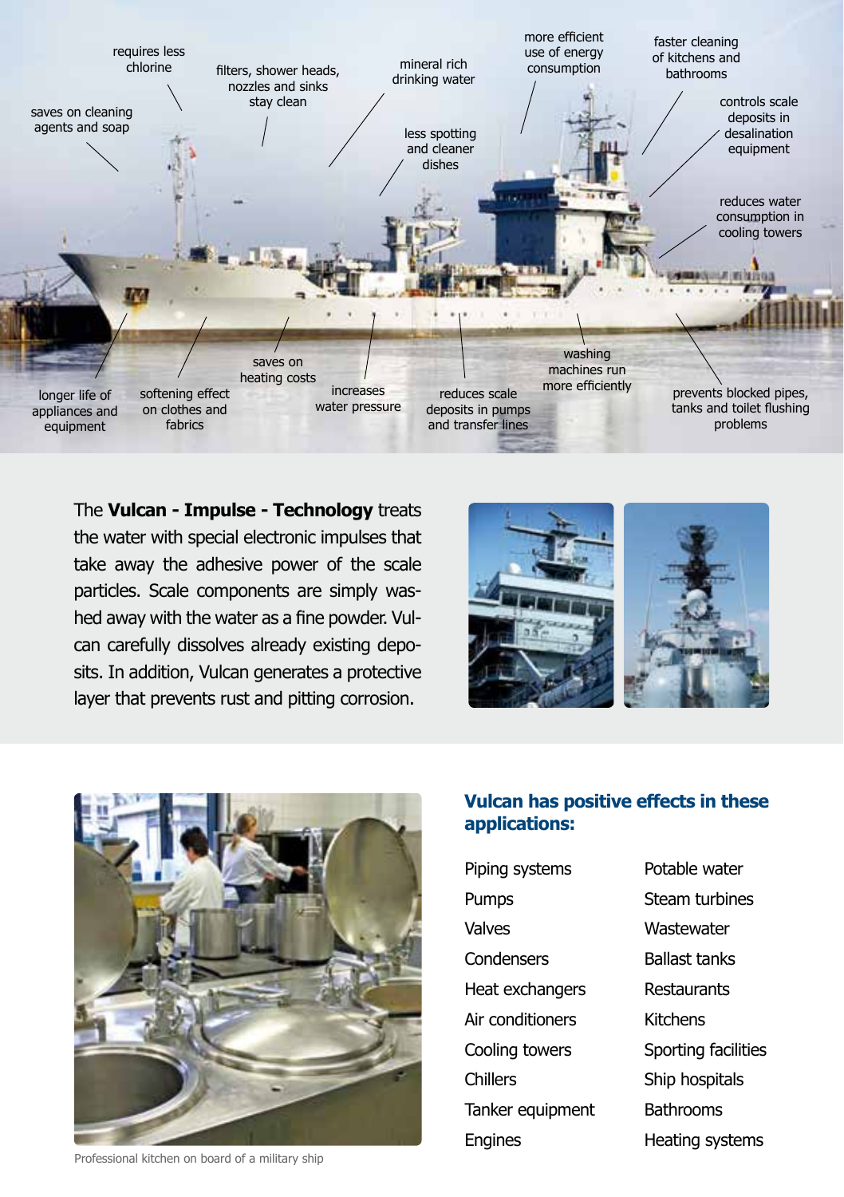requires less chlorine

filters, shower heads, nozzles and sinks stay clean

mineral rich drinking water

more efficient use of energy consumption

faster cleaning of kitchens and bathrooms

saves on cleaning agents and soap

less spotting and cleaner dishes

controls scale deposits in desalination equipment

reduces water consumption in cooling towers

longer life of appliances and equipment

softening effect on clothes and fabrics

saves on heating costs

increases water pressure

reduces scale deposits in pumps and transfer lines

washing machines run more efficiently

prevents blocked pipes, tanks and toilet flushing problems

The **Vulcan - Impulse - Technology** treats the water with special electronic impulses that take away the adhesive power of the scale particles. Scale components are simply washed away with the water as a fine powder. Vulcan carefully dissolves already existing deposits. In addition, Vulcan generates a protective layer that prevents rust and pitting corrosion.

Professional kitchen on board of a military ship

## Vulcan has positive effects in these applications:

- Piping systems
- Pumps
- Valves
- Condensers
- Heat exchangers
- Air conditioners
- Cooling towers
- Chillers
- Tanker equipment
- Engines
- Potable water
- Steam turbines
- Wastewater
- Ballast tanks
- Restaurants
- Kitchens
- Sporting facilities
- Ship hospitals
- Bathrooms
- Heating systems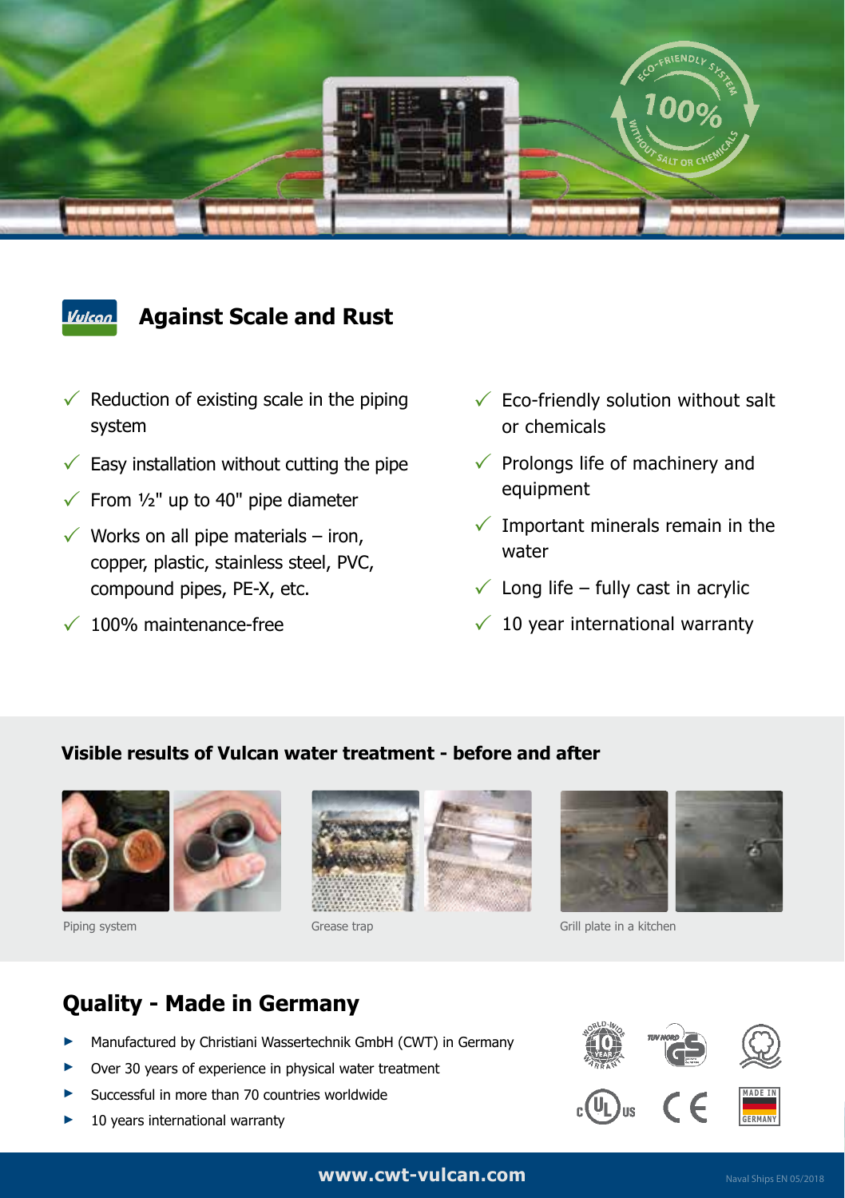## Against Scale and Rust

- ✓ Reduction of existing scale in the piping system
- ✓ Easy installation without cutting the pipe
- ✓ From ½" up to 40" pipe diameter
- ✓ Works on all pipe materials – iron, copper, plastic, stainless steel, PVC, compound pipes, PE-X, etc.
- ✓ 100% maintenance-free
- ✓ Eco-friendly solution without salt or chemicals
- ✓ Prolongs life of machinery and equipment
- ✓ Important minerals remain in the water
- ✓ Long life – fully cast in acrylic
- ✓ 10 year international warranty

### Visible results of Vulcan water treatment - before and after

Piping system

Grease trap

Grill plate in a kitchen

## Quality - Made in Germany

- Manufactured by Christiani Wassertechnik GmbH (CWT) in Germany
- Over 30 years of experience in physical water treatment
- Successful in more than 70 countries worldwide
- 10 years international warranty

**www.cwt-vulcan.com**

Naval Ships EN 05/2018